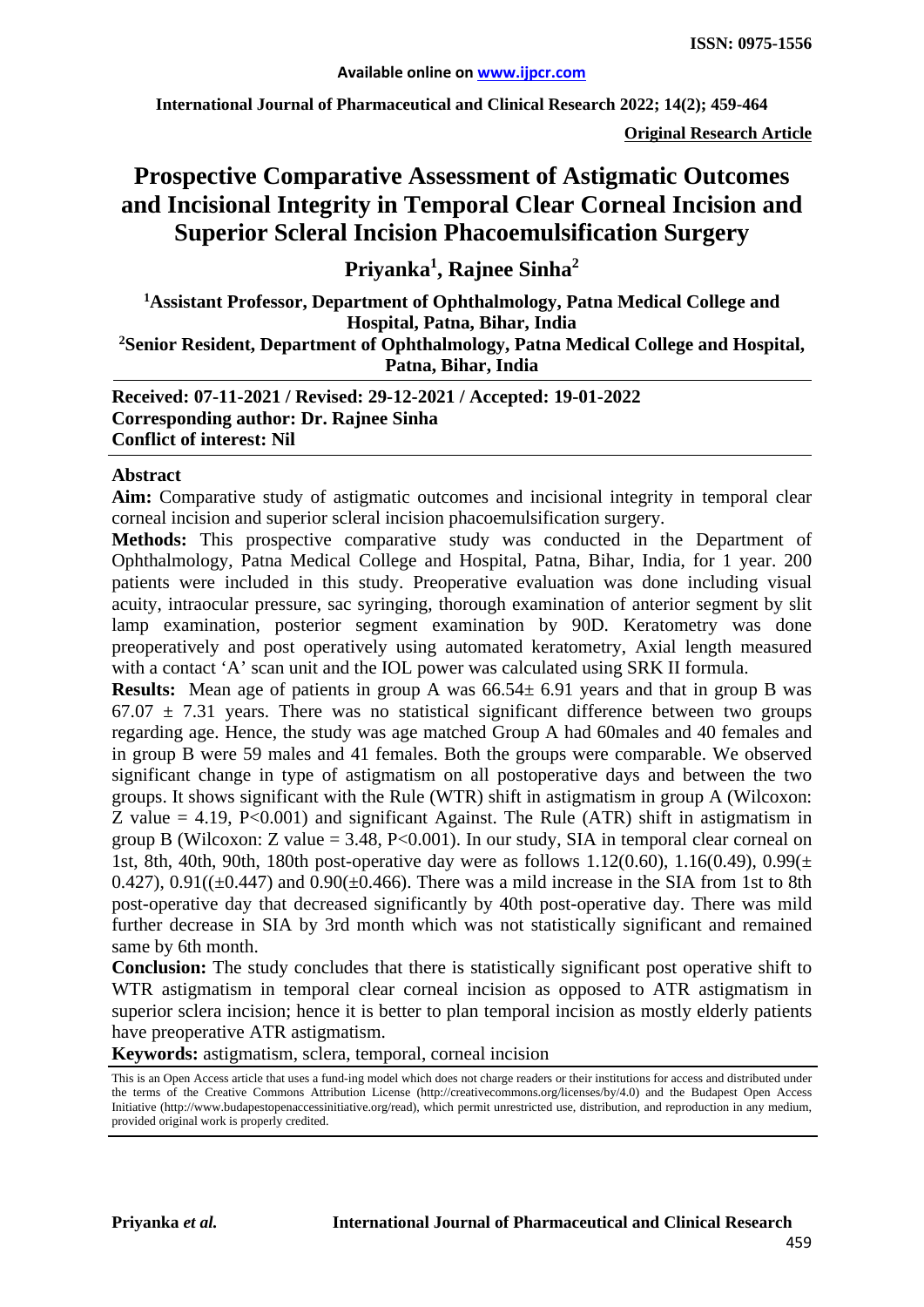**ISSN: 0975-1556**

Available online on www.ijpcr.com

**Original Research Article**

# Prospective Comparative Assessment of Astigmatic Outcomes and Incisional Integrity in Temporal Clear Corneal Incision and Superior Scleral Incision Phacoemulsification Surgery

**Priyanka[1], Rajnee Sinha[2]**

**[1]Assistant Professor, Department of Ophthalmology, Patna Medical College and Hospital, Patna, Bihar, India**

**[2]Senior Resident, Department of Ophthalmology, Patna Medical College and Hospital, Patna, Bihar, India**

**Received: 07-11-2021 / Revised: 29-12-2021 / Accepted: 19-01-2022**
**Corresponding author: Dr. Rajnee Sinha**
**Conflict of interest: Nil**

## Abstract

**Aim:** Comparative study of astigmatic outcomes and incisional integrity in temporal clear corneal incision and superior scleral incision phacoemulsification surgery.

**Methods:** This prospective comparative study was conducted in the Department of Ophthalmology, Patna Medical College and Hospital, Patna, Bihar, India, for 1 year. 200 patients were included in this study. Preoperative evaluation was done including visual acuity, intraocular pressure, sac syringing, thorough examination of anterior segment by slit lamp examination, posterior segment examination by 90D. Keratometry was done preoperatively and post operatively using automated keratometry, Axial length measured with a contact 'A' scan unit and the IOL power was calculated using SRK II formula.

**Results:** Mean age of patients in group A was 66.54± 6.91 years and that in group B was 67.07 ± 7.31 years. There was no statistical significant difference between two groups regarding age. Hence, the study was age matched Group A had 60males and 40 females and in group B were 59 males and 41 females. Both the groups were comparable. We observed significant change in type of astigmatism on all postoperative days and between the two groups. It shows significant with the Rule (WTR) shift in astigmatism in group A (Wilcoxon: Z value = 4.19, P<0.001) and significant Against. The Rule (ATR) shift in astigmatism in group B (Wilcoxon: Z value = 3.48, P<0.001). In our study, SIA in temporal clear corneal on 1st, 8th, 40th, 90th, 180th post-operative day were as follows 1.12(0.60), 1.16(0.49), 0.99(± 0.427), 0.91((±0.447) and 0.90(±0.466). There was a mild increase in the SIA from 1st to 8th post-operative day that decreased significantly by 40th post-operative day. There was mild further decrease in SIA by 3rd month which was not statistically significant and remained same by 6th month.

**Conclusion:** The study concludes that there is statistically significant post operative shift to WTR astigmatism in temporal clear corneal incision as opposed to ATR astigmatism in superior sclera incision; hence it is better to plan temporal incision as mostly elderly patients have preoperative ATR astigmatism.

**Keywords:** astigmatism, sclera, temporal, corneal incision

This is an Open Access article that uses a fund-ing model which does not charge readers or their institutions for access and distributed under the terms of the Creative Commons Attribution License (http://creativecommons.org/licenses/by/4.0) and the Budapest Open Access Initiative (http://www.budapestopenaccessinitiative.org/read), which permit unrestricted use, distribution, and reproduction in any medium, provided original work is properly credited.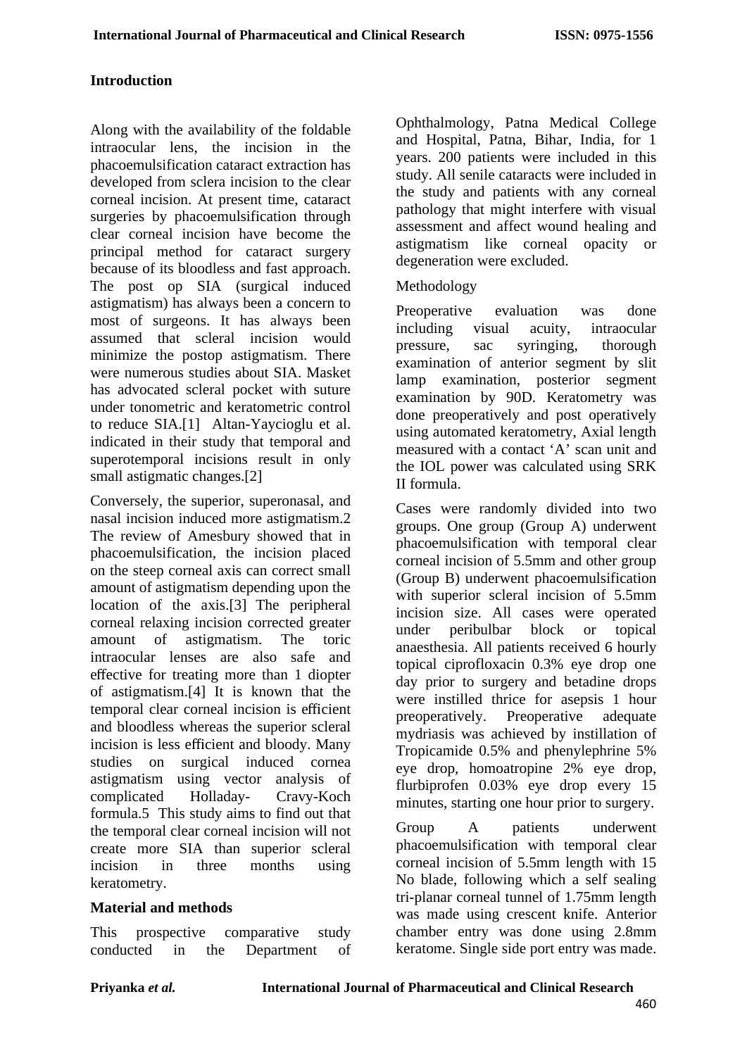## Introduction

Along with the availability of the foldable intraocular lens, the incision in the phacoemulsification cataract extraction has developed from sclera incision to the clear corneal incision. At present time, cataract surgeries by phacoemulsification through clear corneal incision have become the principal method for cataract surgery because of its bloodless and fast approach. The post op SIA (surgical induced astigmatism) has always been a concern to most of surgeons. It has always been assumed that scleral incision would minimize the postop astigmatism. There were numerous studies about SIA. Masket has advocated scleral pocket with suture under tonometric and keratometric control to reduce SIA.[1] Altan-Yaycioglu et al. indicated in their study that temporal and superotemporal incisions result in only small astigmatic changes.[2]

Conversely, the superior, superonasal, and nasal incision induced more astigmatism.2 The review of Amesbury showed that in phacoemulsification, the incision placed on the steep corneal axis can correct small amount of astigmatism depending upon the location of the axis.[3] The peripheral corneal relaxing incision corrected greater amount of astigmatism. The toric intraocular lenses are also safe and effective for treating more than 1 diopter of astigmatism.[4] It is known that the temporal clear corneal incision is efficient and bloodless whereas the superior scleral incision is less efficient and bloody. Many studies on surgical induced cornea astigmatism using vector analysis of complicated Holladay- Cravy-Koch formula.5 This study aims to find out that the temporal clear corneal incision will not create more SIA than superior scleral incision in three months using keratometry.

## Material and methods

This prospective comparative study conducted in the Department of Ophthalmology, Patna Medical College and Hospital, Patna, Bihar, India, for 1 years. 200 patients were included in this study. All senile cataracts were included in the study and patients with any corneal pathology that might interfere with visual assessment and affect wound healing and astigmatism like corneal opacity or degeneration were excluded.

Methodology

Preoperative evaluation was done including visual acuity, intraocular pressure, sac syringing, thorough examination of anterior segment by slit lamp examination, posterior segment examination by 90D. Keratometry was done preoperatively and post operatively using automated keratometry, Axial length measured with a contact 'A' scan unit and the IOL power was calculated using SRK II formula.

Cases were randomly divided into two groups. One group (Group A) underwent phacoemulsification with temporal clear corneal incision of 5.5mm and other group (Group B) underwent phacoemulsification with superior scleral incision of 5.5mm incision size. All cases were operated under peribulbar block or topical anaesthesia. All patients received 6 hourly topical ciprofloxacin 0.3% eye drop one day prior to surgery and betadine drops were instilled thrice for asepsis 1 hour preoperatively. Preoperative adequate mydriasis was achieved by instillation of Tropicamide 0.5% and phenylephrine 5% eye drop, homoatropine 2% eye drop, flurbiprofen 0.03% eye drop every 15 minutes, starting one hour prior to surgery.

Group A patients underwent phacoemulsification with temporal clear corneal incision of 5.5mm length with 15 No blade, following which a self sealing tri-planar corneal tunnel of 1.75mm length was made using crescent knife. Anterior chamber entry was done using 2.8mm keratome. Single side port entry was made.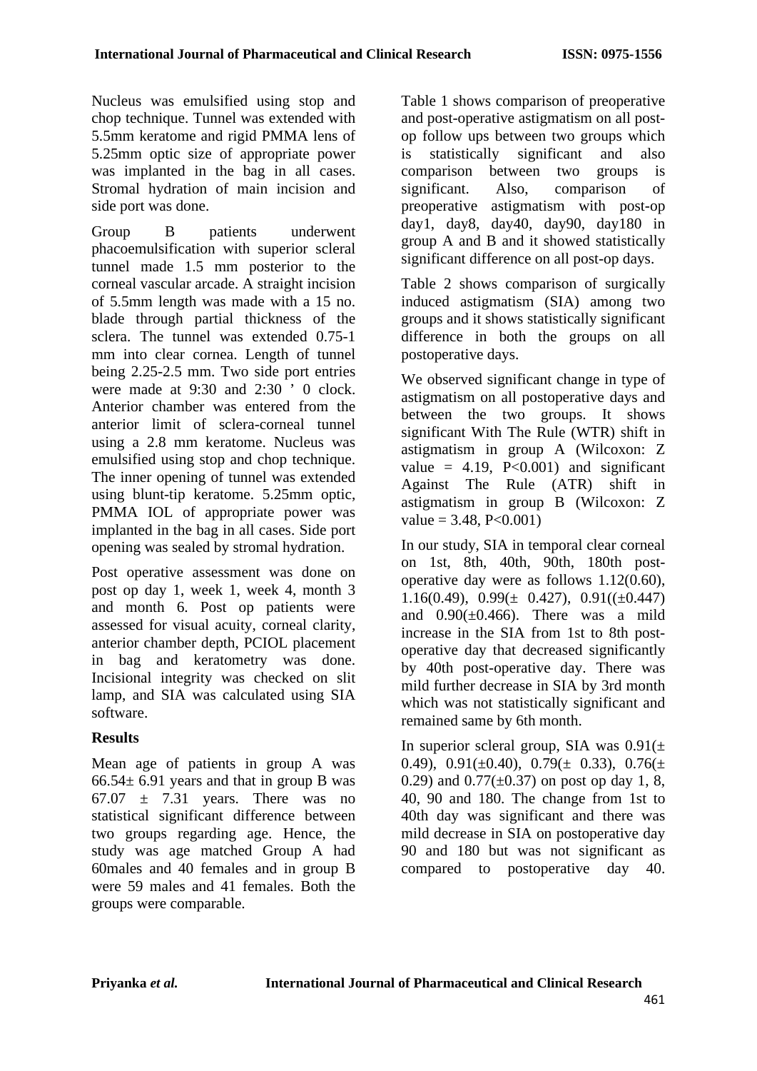Nucleus was emulsified using stop and chop technique. Tunnel was extended with 5.5mm keratome and rigid PMMA lens of 5.25mm optic size of appropriate power was implanted in the bag in all cases. Stromal hydration of main incision and side port was done.

Group B patients underwent phacoemulsification with superior scleral tunnel made 1.5 mm posterior to the corneal vascular arcade. A straight incision of 5.5mm length was made with a 15 no. blade through partial thickness of the sclera. The tunnel was extended 0.75-1 mm into clear cornea. Length of tunnel being 2.25-2.5 mm. Two side port entries were made at 9:30 and 2:30 ' 0 clock. Anterior chamber was entered from the anterior limit of sclera-corneal tunnel using a 2.8 mm keratome. Nucleus was emulsified using stop and chop technique. The inner opening of tunnel was extended using blunt-tip keratome. 5.25mm optic, PMMA IOL of appropriate power was implanted in the bag in all cases. Side port opening was sealed by stromal hydration.

Post operative assessment was done on post op day 1, week 1, week 4, month 3 and month 6. Post op patients were assessed for visual acuity, corneal clarity, anterior chamber depth, PCIOL placement in bag and keratometry was done. Incisional integrity was checked on slit lamp, and SIA was calculated using SIA software.

**Results**

Mean age of patients in group A was 66.54± 6.91 years and that in group B was 67.07 ± 7.31 years. There was no statistical significant difference between two groups regarding age. Hence, the study was age matched Group A had 60males and 40 females and in group B were 59 males and 41 females. Both the groups were comparable.

Table 1 shows comparison of preoperative and post-operative astigmatism on all post-op follow ups between two groups which is statistically significant and also comparison between two groups is significant. Also, comparison of preoperative astigmatism with post-op day1, day8, day40, day90, day180 in group A and B and it showed statistically significant difference on all post-op days.

Table 2 shows comparison of surgically induced astigmatism (SIA) among two groups and it shows statistically significant difference in both the groups on all postoperative days.

We observed significant change in type of astigmatism on all postoperative days and between the two groups. It shows significant With The Rule (WTR) shift in astigmatism in group A (Wilcoxon: Z value = 4.19, $P<0.001$) and significant Against The Rule (ATR) shift in astigmatism in group B (Wilcoxon: Z value = 3.48, $P<0.001$)

In our study, SIA in temporal clear corneal on 1st, 8th, 40th, 90th, 180th post-operative day were as follows 1.12(0.60), 1.16(0.49), 0.99(± 0.427), 0.91((±0.447) and 0.90(±0.466). There was a mild increase in the SIA from 1st to 8th post-operative day that decreased significantly by 40th post-operative day. There was mild further decrease in SIA by 3rd month which was not statistically significant and remained same by 6th month.

In superior scleral group, SIA was 0.91(± 0.49), 0.91(±0.40), 0.79(± 0.33), 0.76(± 0.29) and 0.77(±0.37) on post op day 1, 8, 40, 90 and 180. The change from 1st to 40th day was significant and there was mild decrease in SIA on postoperative day 90 and 180 but was not significant as compared to postoperative day 40.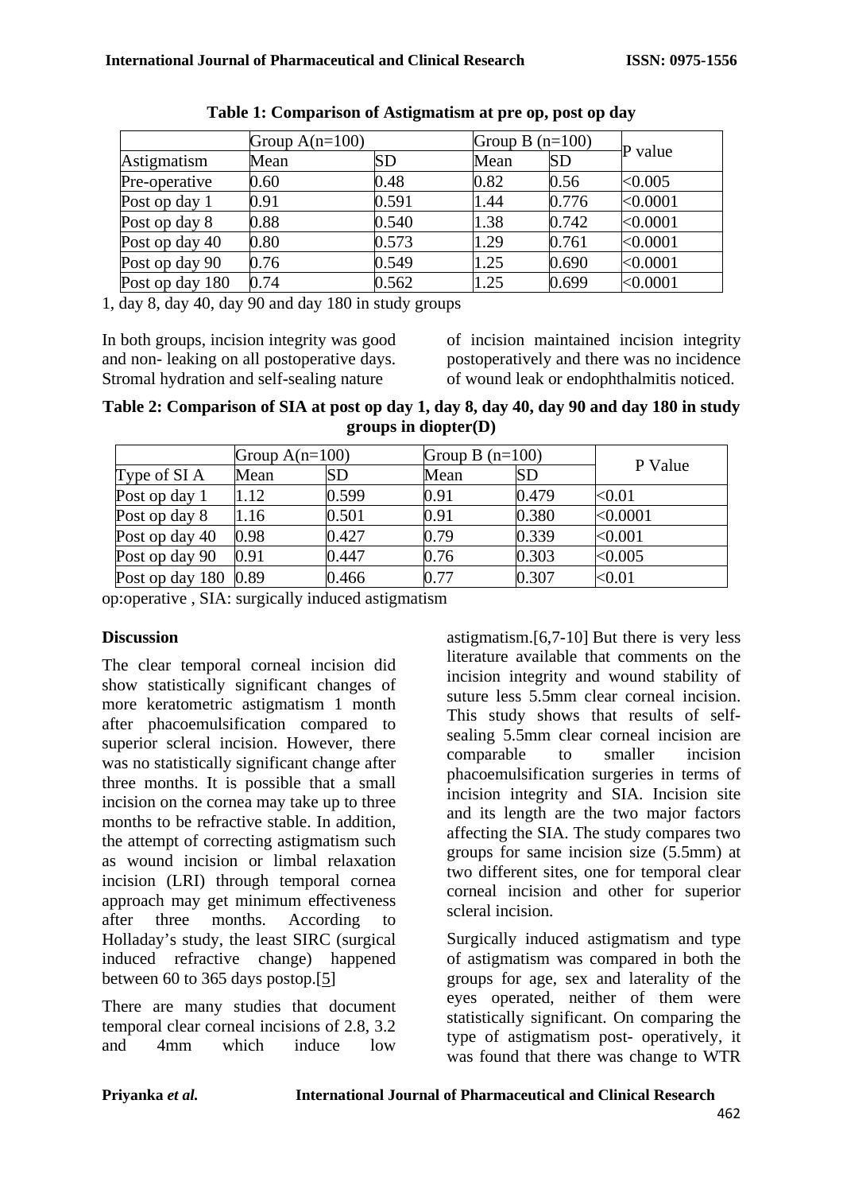**Table 1: Comparison of Astigmatism at pre op, post op day 1, day 8, day 40, day 90 and day 180 in study groups**

| | Group A(n=100) | | Group B (n=100) | | P value |
|---|---|---|---|---|---|
| Astigmatism | Mean | SD | Mean | SD | |
| Pre-operative | 0.60 | 0.48 | 0.82 | 0.56 | <0.005 |
| Post op day 1 | 0.91 | 0.591 | 1.44 | 0.776 | <0.0001 |
| Post op day 8 | 0.88 | 0.540 | 1.38 | 0.742 | <0.0001 |
| Post op day 40 | 0.80 | 0.573 | 1.29 | 0.761 | <0.0001 |
| Post op day 90 | 0.76 | 0.549 | 1.25 | 0.690 | <0.0001 |
| Post op day 180 | 0.74 | 0.562 | 1.25 | 0.699 | <0.0001 |

In both groups, incision integrity was good and non- leaking on all postoperative days. Stromal hydration and self-sealing nature of incision maintained incision integrity postoperatively and there was no incidence of wound leak or endophthalmitis noticed.

**Table 2: Comparison of SIA at post op day 1, day 8, day 40, day 90 and day 180 in study groups in diopter(D)**

| | Group A(n=100) | | Group B (n=100) | | P Value |
|---|---|---|---|---|---|
| Type of SI A | Mean | SD | Mean | SD | |
| Post op day 1 | 1.12 | 0.599 | 0.91 | 0.479 | <0.01 |
| Post op day 8 | 1.16 | 0.501 | 0.91 | 0.380 | <0.0001 |
| Post op day 40 | 0.98 | 0.427 | 0.79 | 0.339 | <0.001 |
| Post op day 90 | 0.91 | 0.447 | 0.76 | 0.303 | <0.005 |
| Post op day 180 | 0.89 | 0.466 | 0.77 | 0.307 | <0.01 |

op:operative , SIA: surgically induced astigmatism

## Discussion

The clear temporal corneal incision did show statistically significant changes of more keratometric astigmatism 1 month after phacoemulsification compared to superior scleral incision. However, there was no statistically significant change after three months. It is possible that a small incision on the cornea may take up to three months to be refractive stable. In addition, the attempt of correcting astigmatism such as wound incision or limbal relaxation incision (LRI) through temporal cornea approach may get minimum effectiveness after three months. According to Holladay's study, the least SIRC (surgical induced refractive change) happened between 60 to 365 days postop.[5]

There are many studies that document temporal clear corneal incisions of 2.8, 3.2 and 4mm which induce low astigmatism.[6,7-10] But there is very less literature available that comments on the incision integrity and wound stability of suture less 5.5mm clear corneal incision. This study shows that results of self-sealing 5.5mm clear corneal incision are comparable to smaller incision phacoemulsification surgeries in terms of incision integrity and SIA. Incision site and its length are the two major factors affecting the SIA. The study compares two groups for same incision size (5.5mm) at two different sites, one for temporal clear corneal incision and other for superior scleral incision.

Surgically induced astigmatism and type of astigmatism was compared in both the groups for age, sex and laterality of the eyes operated, neither of them were statistically significant. On comparing the type of astigmatism post- operatively, it was found that there was change to WTR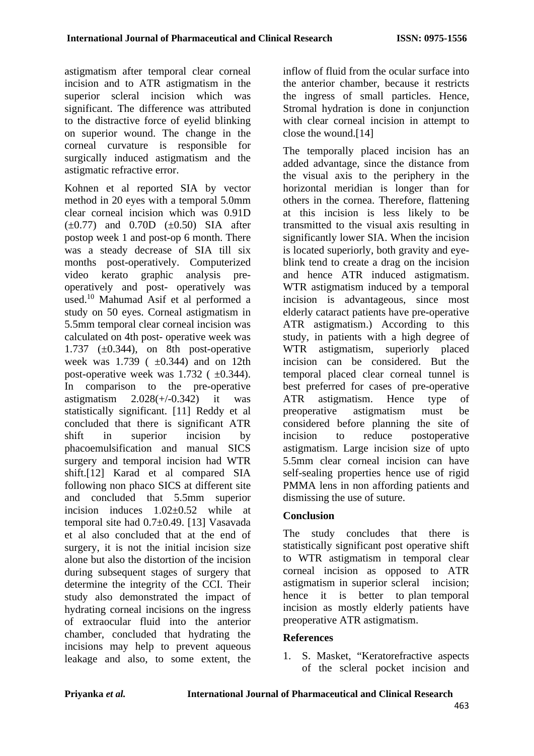astigmatism after temporal clear corneal incision and to ATR astigmatism in the superior scleral incision which was significant. The difference was attributed to the distractive force of eyelid blinking on superior wound. The change in the corneal curvature is responsible for surgically induced astigmatism and the astigmatic refractive error.

Kohnen et al reported SIA by vector method in 20 eyes with a temporal 5.0mm clear corneal incision which was 0.91D (±0.77) and 0.70D (±0.50) SIA after postop week 1 and post-op 6 month. There was a steady decrease of SIA till six months post-operatively. Computerized video kerato graphic analysis pre-operatively and post- operatively was used.[10] Mahumad Asif et al performed a study on 50 eyes. Corneal astigmatism in 5.5mm temporal clear corneal incision was calculated on 4th post- operative week was 1.737 (±0.344), on 8th post-operative week was 1.739 ( ±0.344) and on 12th post-operative week was 1.732 ( ±0.344). In comparison to the pre-operative astigmatism 2.028(+/-0.342) it was statistically significant. [11] Reddy et al concluded that there is significant ATR shift in superior incision by phacoemulsification and manual SICS surgery and temporal incision had WTR shift.[12] Karad et al compared SIA following non phaco SICS at different site and concluded that 5.5mm superior incision induces 1.02±0.52 while at temporal site had 0.7±0.49. [13] Vasavada et al also concluded that at the end of surgery, it is not the initial incision size alone but also the distortion of the incision during subsequent stages of surgery that determine the integrity of the CCI. Their study also demonstrated the impact of hydrating corneal incisions on the ingress of extraocular fluid into the anterior chamber, concluded that hydrating the incisions may help to prevent aqueous leakage and also, to some extent, the inflow of fluid from the ocular surface into the anterior chamber, because it restricts the ingress of small particles. Hence, Stromal hydration is done in conjunction with clear corneal incision in attempt to close the wound.[14]

The temporally placed incision has an added advantage, since the distance from the visual axis to the periphery in the horizontal meridian is longer than for others in the cornea. Therefore, flattening at this incision is less likely to be transmitted to the visual axis resulting in significantly lower SIA. When the incision is located superiorly, both gravity and eye-blink tend to create a drag on the incision and hence ATR induced astigmatism. WTR astigmatism induced by a temporal incision is advantageous, since most elderly cataract patients have pre-operative ATR astigmatism.) According to this study, in patients with a high degree of WTR astigmatism, superiorly placed incision can be considered. But the temporal placed clear corneal tunnel is best preferred for cases of pre-operative ATR astigmatism. Hence type of preoperative astigmatism must be considered before planning the site of incision to reduce postoperative astigmatism. Large incision size of upto 5.5mm clear corneal incision can have self-sealing properties hence use of rigid PMMA lens in non affording patients and dismissing the use of suture.

## Conclusion

The study concludes that there is statistically significant post operative shift to WTR astigmatism in temporal clear corneal incision as opposed to ATR astigmatism in superior scleral incision; hence it is better to plan temporal incision as mostly elderly patients have preoperative ATR astigmatism.

## References

1. S. Masket, "Keratorefractive aspects of the scleral pocket incision and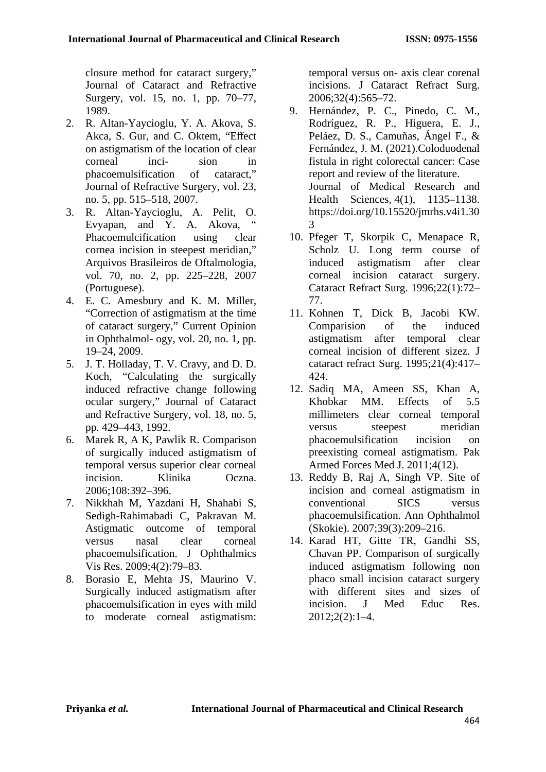closure method for cataract surgery," Journal of Cataract and Refractive Surgery, vol. 15, no. 1, pp. 70–77, 1989.

2. R. Altan-Yaycioglu, Y. A. Akova, S. Akca, S. Gur, and C. Oktem, "Effect on astigmatism of the location of clear corneal inci- sion in phacoemulsification of cataract," Journal of Refractive Surgery, vol. 23, no. 5, pp. 515–518, 2007.
3. R. Altan-Yaycioglu, A. Pelit, O. Evyapan, and Y. A. Akova, " Phacoemulcification using clear cornea incision in steepest meridian," Arquivos Brasileiros de Oftalmologia, vol. 70, no. 2, pp. 225–228, 2007 (Portuguese).
4. E. C. Amesbury and K. M. Miller, "Correction of astigmatism at the time of cataract surgery," Current Opinion in Ophthalmol- ogy, vol. 20, no. 1, pp. 19–24, 2009.
5. J. T. Holladay, T. V. Cravy, and D. D. Koch, "Calculating the surgically induced refractive change following ocular surgery," Journal of Cataract and Refractive Surgery, vol. 18, no. 5, pp. 429–443, 1992.
6. Marek R, A K, Pawlik R. Comparison of surgically induced astigmatism of temporal versus superior clear corneal incision. Klinika Oczna. 2006;108:392–396.
7. Nikkhah M, Yazdani H, Shahabi S, Sedigh-Rahimabadi C, Pakravan M. Astigmatic outcome of temporal versus nasal clear corneal phacoemulsification. J Ophthalmics Vis Res. 2009;4(2):79–83.
8. Borasio E, Mehta JS, Maurino V. Surgically induced astigmatism after phacoemulsification in eyes with mild to moderate corneal astigmatism: temporal versus on- axis clear corenal incisions. J Cataract Refract Surg. 2006;32(4):565–72.
9. Hernández, P. C., Pinedo, C. M., Rodríguez, R. P., Higuera, E. J., Peláez, D. S., Camuñas, Ángel F., & Fernández, J. M. (2021).Coloduodenal fistula in right colorectal cancer: Case report and review of the literature. Journal of Medical Research and Health Sciences, 4(1), 1135–1138. https://doi.org/10.15520/jmrhs.v4i1.303
10. Pfeger T, Skorpik C, Menapace R, Scholz U. Long term course of induced astigmatism after clear corneal incision cataract surgery. Cataract Refract Surg. 1996;22(1):72–77.
11. Kohnen T, Dick B, Jacobi KW. Comparision of the induced astigmatism after temporal clear corneal incision of different sizez. J cataract refract Surg. 1995;21(4):417–424.
12. Sadiq MA, Ameen SS, Khan A, Khobkar MM. Effects of 5.5 millimeters clear corneal temporal versus steepest meridian phacoemulsification incision on preexisting corneal astigmatism. Pak Armed Forces Med J. 2011;4(12).
13. Reddy B, Raj A, Singh VP. Site of incision and corneal astigmatism in conventional SICS versus phacoemulsification. Ann Ophthalmol (Skokie). 2007;39(3):209–216.
14. Karad HT, Gitte TR, Gandhi SS, Chavan PP. Comparison of surgically induced astigmatism following non phaco small incision cataract surgery with different sites and sizes of incision. J Med Educ Res. 2012;2(2):1–4.